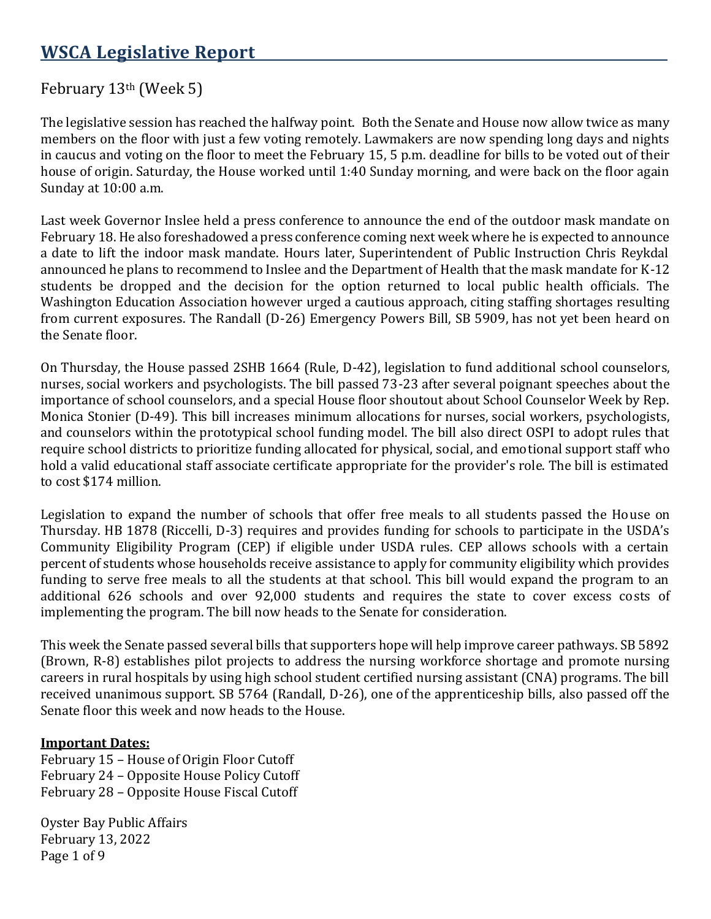# WSCA Legislative Report

February 13th (Week 5)

The legislative session has reached the halfway point. Both the Senate and House now allow twice as many members on the floor with just a few voting remotely. Lawmakers are now spending long days and nights in caucus and voting on the floor to meet the February 15, 5 p.m. deadline for bills to be voted out of their house of origin. Saturday, the House worked until 1:40 Sunday morning, and were back on the floor again Sunday at 10:00 a.m.

Last week Governor Inslee held a press conference to announce the end of the outdoor mask mandate on February 18. He also foreshadowed a press conference coming next week where he is expected to announce a date to lift the indoor mask mandate. Hours later, Superintendent of Public Instruction Chris Reykdal announced he plans to recommend to Inslee and the Department of Health that the mask mandate for K-12 students be dropped and the decision for the option returned to local public health officials. The Washington Education Association however urged a cautious approach, citing staffing shortages resulting from current exposures. The Randall (D-26) Emergency Powers Bill, SB 5909, has not yet been heard on the Senate floor.

On Thursday, the House passed 2SHB 1664 (Rule, D-42), legislation to fund additional school counselors, nurses, social workers and psychologists. The bill passed 73-23 after several poignant speeches about the importance of school counselors, and a special House floor shoutout about School Counselor Week by Rep. Monica Stonier (D-49). This bill increases minimum allocations for nurses, social workers, psychologists, and counselors within the prototypical school funding model. The bill also direct OSPI to adopt rules that require school districts to prioritize funding allocated for physical, social, and emotional support staff who hold a valid educational staff associate certificate appropriate for the provider's role. The bill is estimated to cost $174 million.

Legislation to expand the number of schools that offer free meals to all students passed the House on Thursday. HB 1878 (Riccelli, D-3) requires and provides funding for schools to participate in the USDA's Community Eligibility Program (CEP) if eligible under USDA rules. CEP allows schools with a certain percent of students whose households receive assistance to apply for community eligibility which provides funding to serve free meals to all the students at that school. This bill would expand the program to an additional 626 schools and over 92,000 students and requires the state to cover excess costs of implementing the program. The bill now heads to the Senate for consideration.

This week the Senate passed several bills that supporters hope will help improve career pathways. SB 5892 (Brown, R-8) establishes pilot projects to address the nursing workforce shortage and promote nursing careers in rural hospitals by using high school student certified nursing assistant (CNA) programs. The bill received unanimous support. SB 5764 (Randall, D-26), one of the apprenticeship bills, also passed off the Senate floor this week and now heads to the House.

**Important Dates:**
February 15 – House of Origin Floor Cutoff
February 24 – Opposite House Policy Cutoff
February 28 – Opposite House Fiscal Cutoff

Oyster Bay Public Affairs
February 13, 2022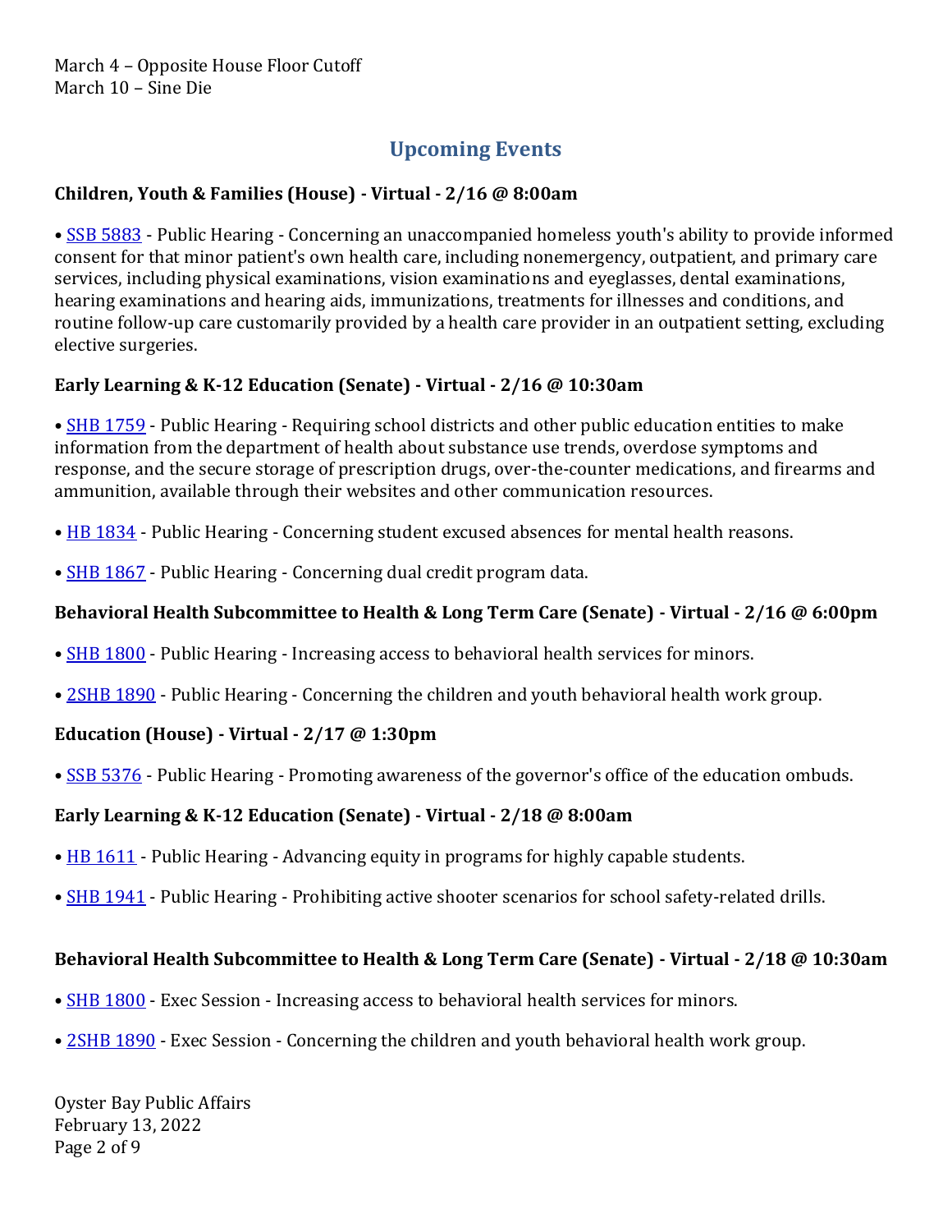March 4 – Opposite House Floor Cutoff
March 10 – Sine Die

## Upcoming Events

**Children, Youth & Families (House) - Virtual - 2/16 @ 8:00am**

• SSB 5883 - Public Hearing - Concerning an unaccompanied homeless youth's ability to provide informed consent for that minor patient's own health care, including nonemergency, outpatient, and primary care services, including physical examinations, vision examinations and eyeglasses, dental examinations, hearing examinations and hearing aids, immunizations, treatments for illnesses and conditions, and routine follow-up care customarily provided by a health care provider in an outpatient setting, excluding elective surgeries.

**Early Learning & K-12 Education (Senate) - Virtual - 2/16 @ 10:30am**

• SHB 1759 - Public Hearing - Requiring school districts and other public education entities to make information from the department of health about substance use trends, overdose symptoms and response, and the secure storage of prescription drugs, over-the-counter medications, and firearms and ammunition, available through their websites and other communication resources.

• HB 1834 - Public Hearing - Concerning student excused absences for mental health reasons.

• SHB 1867 - Public Hearing - Concerning dual credit program data.

**Behavioral Health Subcommittee to Health & Long Term Care (Senate) - Virtual - 2/16 @ 6:00pm**

• SHB 1800 - Public Hearing - Increasing access to behavioral health services for minors.

• 2SHB 1890 - Public Hearing - Concerning the children and youth behavioral health work group.

**Education (House) - Virtual - 2/17 @ 1:30pm**

• SSB 5376 - Public Hearing - Promoting awareness of the governor's office of the education ombuds.

**Early Learning & K-12 Education (Senate) - Virtual - 2/18 @ 8:00am**

• HB 1611 - Public Hearing - Advancing equity in programs for highly capable students.

• SHB 1941 - Public Hearing - Prohibiting active shooter scenarios for school safety-related drills.

**Behavioral Health Subcommittee to Health & Long Term Care (Senate) - Virtual - 2/18 @ 10:30am**

• SHB 1800 - Exec Session - Increasing access to behavioral health services for minors.

• 2SHB 1890 - Exec Session - Concerning the children and youth behavioral health work group.

Oyster Bay Public Affairs
February 13, 2022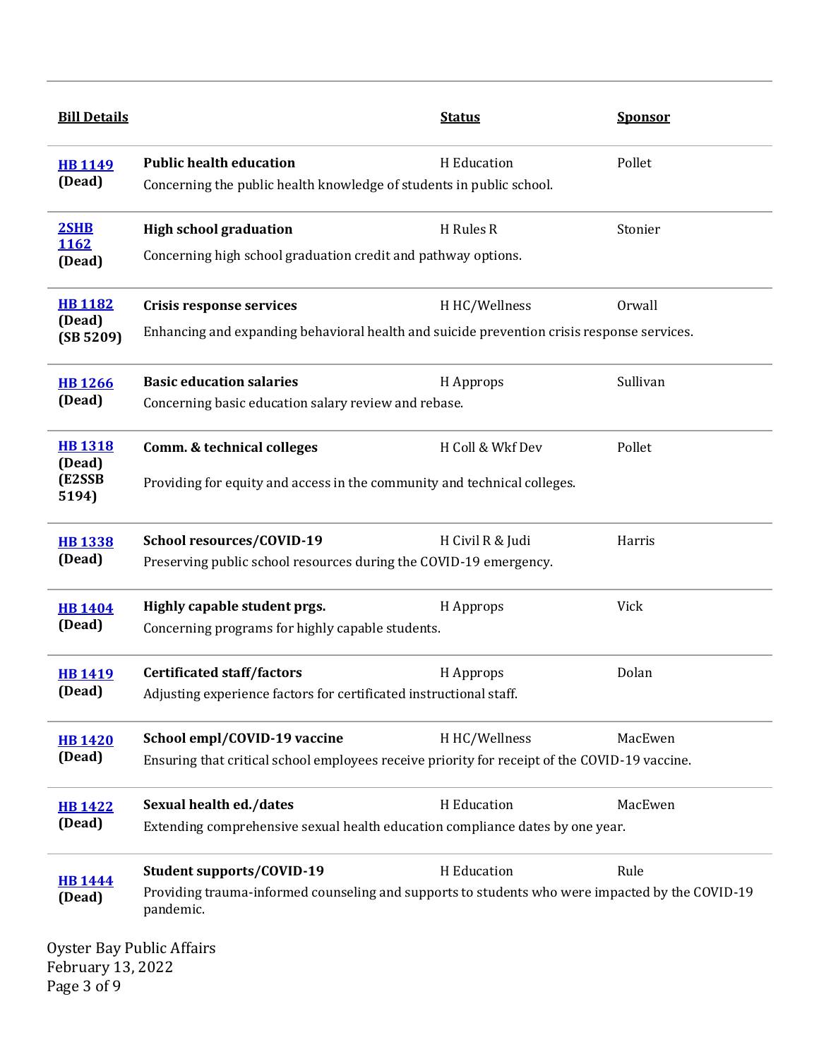| Bill Details | | Status | Sponsor |
|---|---|---|---|
| **HB 1149** **(Dead)** | **Public health education** Concerning the public health knowledge of students in public school. | H Education | Pollet |
| **2SHB 1162** **(Dead)** | **High school graduation** Concerning high school graduation credit and pathway options. | H Rules R | Stonier |
| **HB 1182** **(Dead)** **(SB 5209)** | **Crisis response services** Enhancing and expanding behavioral health and suicide prevention crisis response services. | H HC/Wellness | Orwall |
| **HB 1266** **(Dead)** | **Basic education salaries** Concerning basic education salary review and rebase. | H Approps | Sullivan |
| **HB 1318** **(Dead)** **(E2SSB 5194)** | **Comm. & technical colleges** Providing for equity and access in the community and technical colleges. | H Coll & Wkf Dev | Pollet |
| **HB 1338** **(Dead)** | **School resources/COVID-19** Preserving public school resources during the COVID-19 emergency. | H Civil R & Judi | Harris |
| **HB 1404** **(Dead)** | **Highly capable student prgs.** Concerning programs for highly capable students. | H Approps | Vick |
| **HB 1419** **(Dead)** | **Certificated staff/factors** Adjusting experience factors for certificated instructional staff. | H Approps | Dolan |
| **HB 1420** **(Dead)** | **School empl/COVID-19 vaccine** Ensuring that critical school employees receive priority for receipt of the COVID-19 vaccine. | H HC/Wellness | MacEwen |
| **HB 1422** **(Dead)** | **Sexual health ed./dates** Extending comprehensive sexual health education compliance dates by one year. | H Education | MacEwen |
| **HB 1444** **(Dead)** | **Student supports/COVID-19** Providing trauma-informed counseling and supports to students who were impacted by the COVID-19 pandemic. | H Education | Rule |

Oyster Bay Public Affairs
February 13, 2022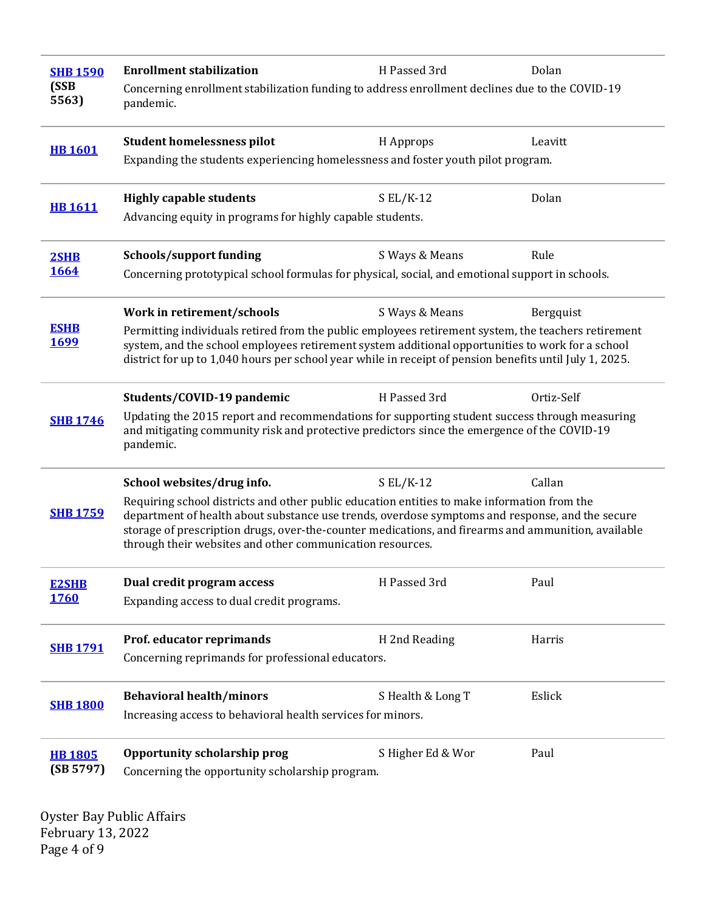| Bill | Title / Description | Status | Sponsor |
|---|---|---|---|
| **SHB 1590** **(SSB 5563)** | **Enrollment stabilization**<br>Concerning enrollment stabilization funding to address enrollment declines due to the COVID-19 pandemic. | H Passed 3rd | Dolan |
| **HB 1601** | **Student homelessness pilot**<br>Expanding the students experiencing homelessness and foster youth pilot program. | H Approps | Leavitt |
| **HB 1611** | **Highly capable students**<br>Advancing equity in programs for highly capable students. | S EL/K-12 | Dolan |
| **2SHB 1664** | **Schools/support funding**<br>Concerning prototypical school formulas for physical, social, and emotional support in schools. | S Ways & Means | Rule |
| **ESHB 1699** | **Work in retirement/schools**<br>Permitting individuals retired from the public employees retirement system, the teachers retirement system, and the school employees retirement system additional opportunities to work for a school district for up to 1,040 hours per school year while in receipt of pension benefits until July 1, 2025. | S Ways & Means | Bergquist |
| **SHB 1746** | **Students/COVID-19 pandemic**<br>Updating the 2015 report and recommendations for supporting student success through measuring and mitigating community risk and protective predictors since the emergence of the COVID-19 pandemic. | H Passed 3rd | Ortiz-Self |
| **SHB 1759** | **School websites/drug info.**<br>Requiring school districts and other public education entities to make information from the department of health about substance use trends, overdose symptoms and response, and the secure storage of prescription drugs, over-the-counter medications, and firearms and ammunition, available through their websites and other communication resources. | S EL/K-12 | Callan |
| **E2SHB 1760** | **Dual credit program access**<br>Expanding access to dual credit programs. | H Passed 3rd | Paul |
| **SHB 1791** | **Prof. educator reprimands**<br>Concerning reprimands for professional educators. | H 2nd Reading | Harris |
| **SHB 1800** | **Behavioral health/minors**<br>Increasing access to behavioral health services for minors. | S Health & Long T | Eslick |
| **HB 1805** **(SB 5797)** | **Opportunity scholarship prog**<br>Concerning the opportunity scholarship program. | S Higher Ed & Wor | Paul |

Oyster Bay Public Affairs
February 13, 2022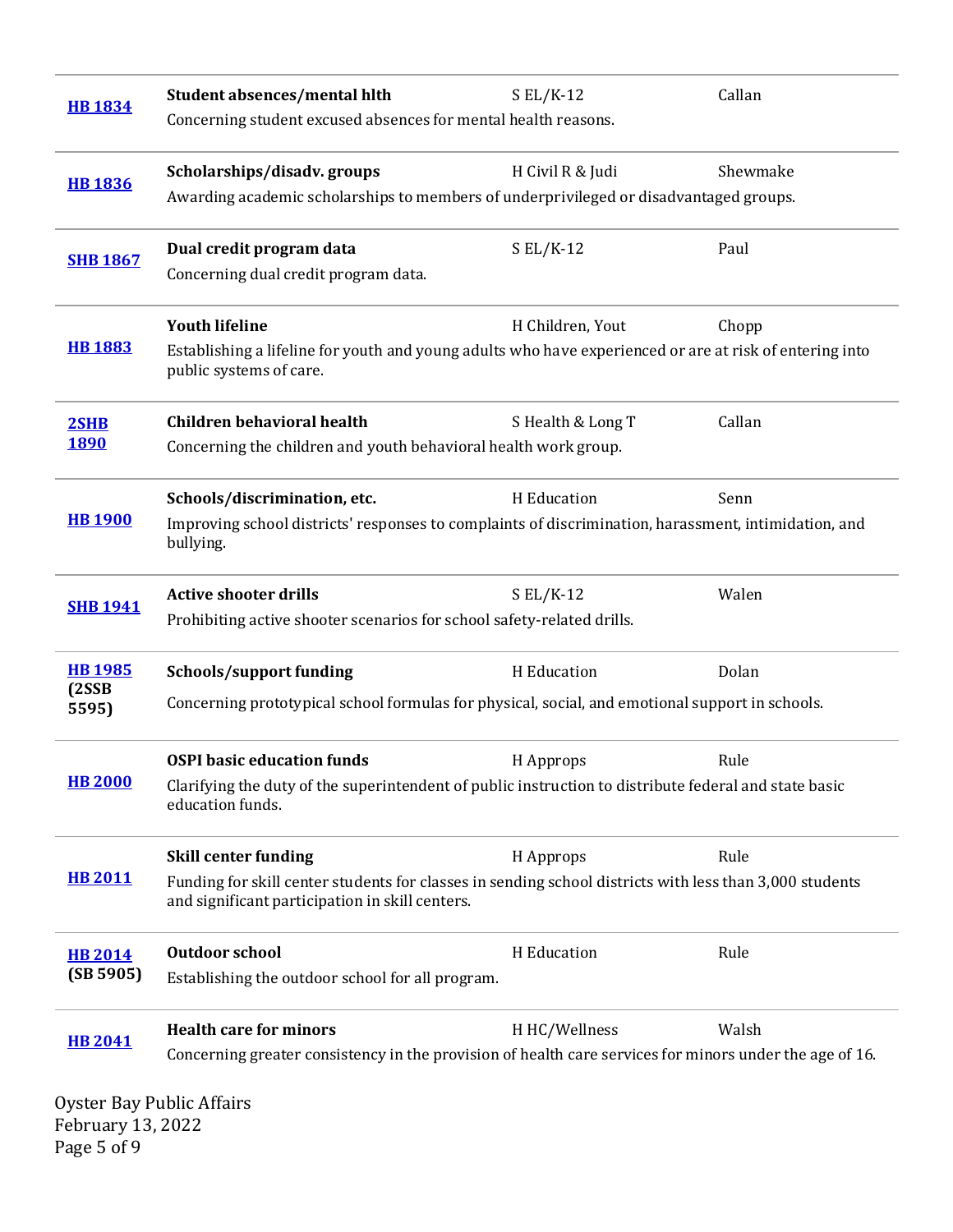| Bill | Title / Description | Committee | Sponsor |
|---|---|---|---|
| **HB 1834** | **Student absences/mental hlth**<br>Concerning student excused absences for mental health reasons. | S EL/K-12 | Callan |
| **HB 1836** | **Scholarships/disadv. groups**<br>Awarding academic scholarships to members of underprivileged or disadvantaged groups. | H Civil R & Judi | Shewmake |
| **SHB 1867** | **Dual credit program data**<br>Concerning dual credit program data. | S EL/K-12 | Paul |
| **HB 1883** | **Youth lifeline**<br>Establishing a lifeline for youth and young adults who have experienced or are at risk of entering into public systems of care. | H Children, Yout | Chopp |
| **2SHB 1890** | **Children behavioral health**<br>Concerning the children and youth behavioral health work group. | S Health & Long T | Callan |
| **HB 1900** | **Schools/discrimination, etc.**<br>Improving school districts' responses to complaints of discrimination, harassment, intimidation, and bullying. | H Education | Senn |
| **SHB 1941** | **Active shooter drills**<br>Prohibiting active shooter scenarios for school safety-related drills. | S EL/K-12 | Walen |
| **HB 1985** **(2SSB 5595)** | **Schools/support funding**<br>Concerning prototypical school formulas for physical, social, and emotional support in schools. | H Education | Dolan |
| **HB 2000** | **OSPI basic education funds**<br>Clarifying the duty of the superintendent of public instruction to distribute federal and state basic education funds. | H Approps | Rule |
| **HB 2011** | **Skill center funding**<br>Funding for skill center students for classes in sending school districts with less than 3,000 students and significant participation in skill centers. | H Approps | Rule |
| **HB 2014** **(SB 5905)** | **Outdoor school**<br>Establishing the outdoor school for all program. | H Education | Rule |
| **HB 2041** | **Health care for minors**<br>Concerning greater consistency in the provision of health care services for minors under the age of 16. | H HC/Wellness | Walsh |

Oyster Bay Public Affairs
February 13, 2022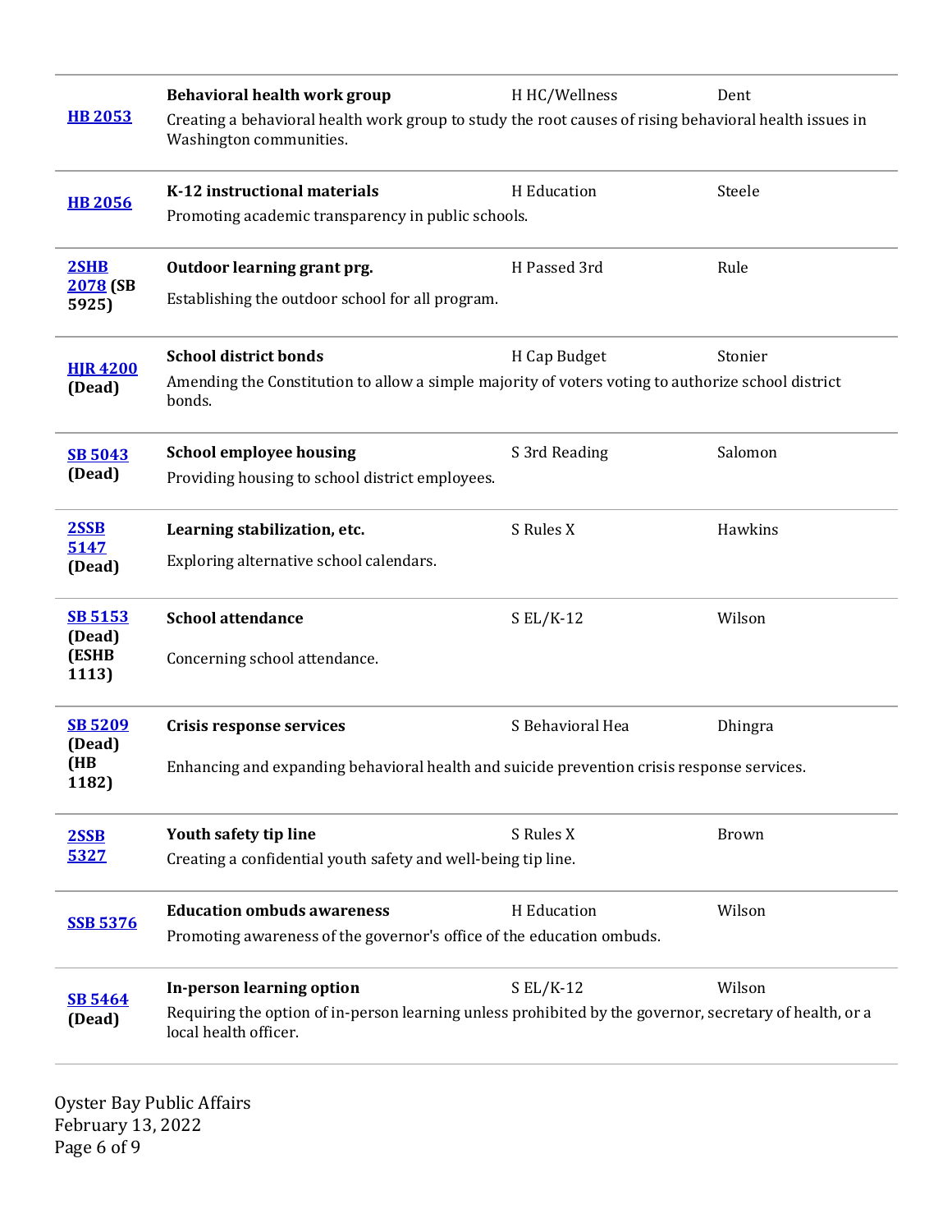| Bill | Title / Description | Status | Sponsor |
| --- | --- | --- | --- |
| **HB 2053** | **Behavioral health work group**<br>Creating a behavioral health work group to study the root causes of rising behavioral health issues in Washington communities. | H HC/Wellness | Dent |
| **HB 2056** | **K-12 instructional materials**<br>Promoting academic transparency in public schools. | H Education | Steele |
| **2SHB 2078 (SB 5925)** | **Outdoor learning grant prg.**<br>Establishing the outdoor school for all program. | H Passed 3rd | Rule |
| **HJR 4200 (Dead)** | **School district bonds**<br>Amending the Constitution to allow a simple majority of voters voting to authorize school district bonds. | H Cap Budget | Stonier |
| **SB 5043 (Dead)** | **School employee housing**<br>Providing housing to school district employees. | S 3rd Reading | Salomon |
| **2SSB 5147 (Dead)** | **Learning stabilization, etc.**<br>Exploring alternative school calendars. | S Rules X | Hawkins |
| **SB 5153 (Dead) (ESHB 1113)** | **School attendance**<br>Concerning school attendance. | S EL/K-12 | Wilson |
| **SB 5209 (Dead) (HB 1182)** | **Crisis response services**<br>Enhancing and expanding behavioral health and suicide prevention crisis response services. | S Behavioral Hea | Dhingra |
| **2SSB 5327** | **Youth safety tip line**<br>Creating a confidential youth safety and well-being tip line. | S Rules X | Brown |
| **SSB 5376** | **Education ombuds awareness**<br>Promoting awareness of the governor's office of the education ombuds. | H Education | Wilson |
| **SB 5464 (Dead)** | **In-person learning option**<br>Requiring the option of in-person learning unless prohibited by the governor, secretary of health, or a local health officer. | S EL/K-12 | Wilson |

Oyster Bay Public Affairs
February 13, 2022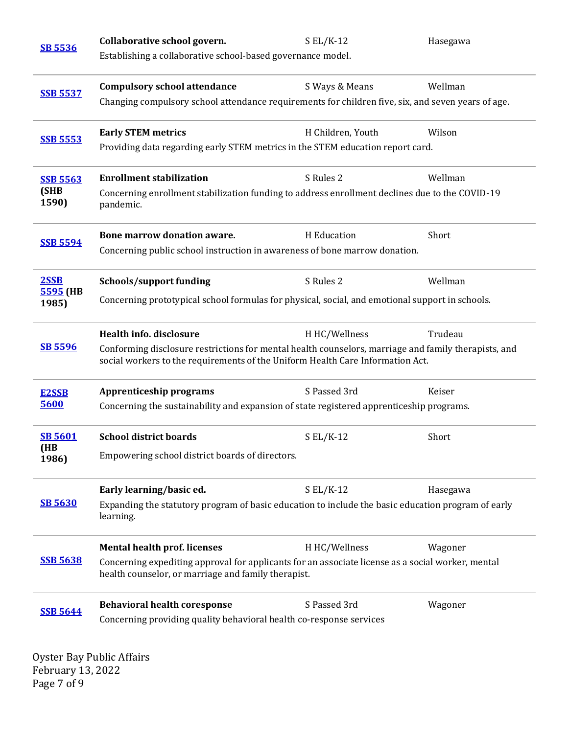| Bill | Title / Description | Status | Sponsor |
| --- | --- | --- | --- |
| SB 5536 | **Collaborative school govern.** Establishing a collaborative school-based governance model. | S EL/K-12 | Hasegawa |
| SSB 5537 | **Compulsory school attendance** Changing compulsory school attendance requirements for children five, six, and seven years of age. | S Ways & Means | Wellman |
| SSB 5553 | **Early STEM metrics** Providing data regarding early STEM metrics in the STEM education report card. | H Children, Youth | Wilson |
| SSB 5563 (SHB 1590) | **Enrollment stabilization** Concerning enrollment stabilization funding to address enrollment declines due to the COVID-19 pandemic. | S Rules 2 | Wellman |
| SSB 5594 | **Bone marrow donation aware.** Concerning public school instruction in awareness of bone marrow donation. | H Education | Short |
| 2SSB 5595 (HB 1985) | **Schools/support funding** Concerning prototypical school formulas for physical, social, and emotional support in schools. | S Rules 2 | Wellman |
| SB 5596 | **Health info. disclosure** Conforming disclosure restrictions for mental health counselors, marriage and family therapists, and social workers to the requirements of the Uniform Health Care Information Act. | H HC/Wellness | Trudeau |
| E2SSB 5600 | **Apprenticeship programs** Concerning the sustainability and expansion of state registered apprenticeship programs. | S Passed 3rd | Keiser |
| SB 5601 (HB 1986) | **School district boards** Empowering school district boards of directors. | S EL/K-12 | Short |
| SB 5630 | **Early learning/basic ed.** Expanding the statutory program of basic education to include the basic education program of early learning. | S EL/K-12 | Hasegawa |
| SSB 5638 | **Mental health prof. licenses** Concerning expediting approval for applicants for an associate license as a social worker, mental health counselor, or marriage and family therapist. | H HC/Wellness | Wagoner |
| SSB 5644 | **Behavioral health coresponse** Concerning providing quality behavioral health co-response services | S Passed 3rd | Wagoner |

Oyster Bay Public Affairs
February 13, 2022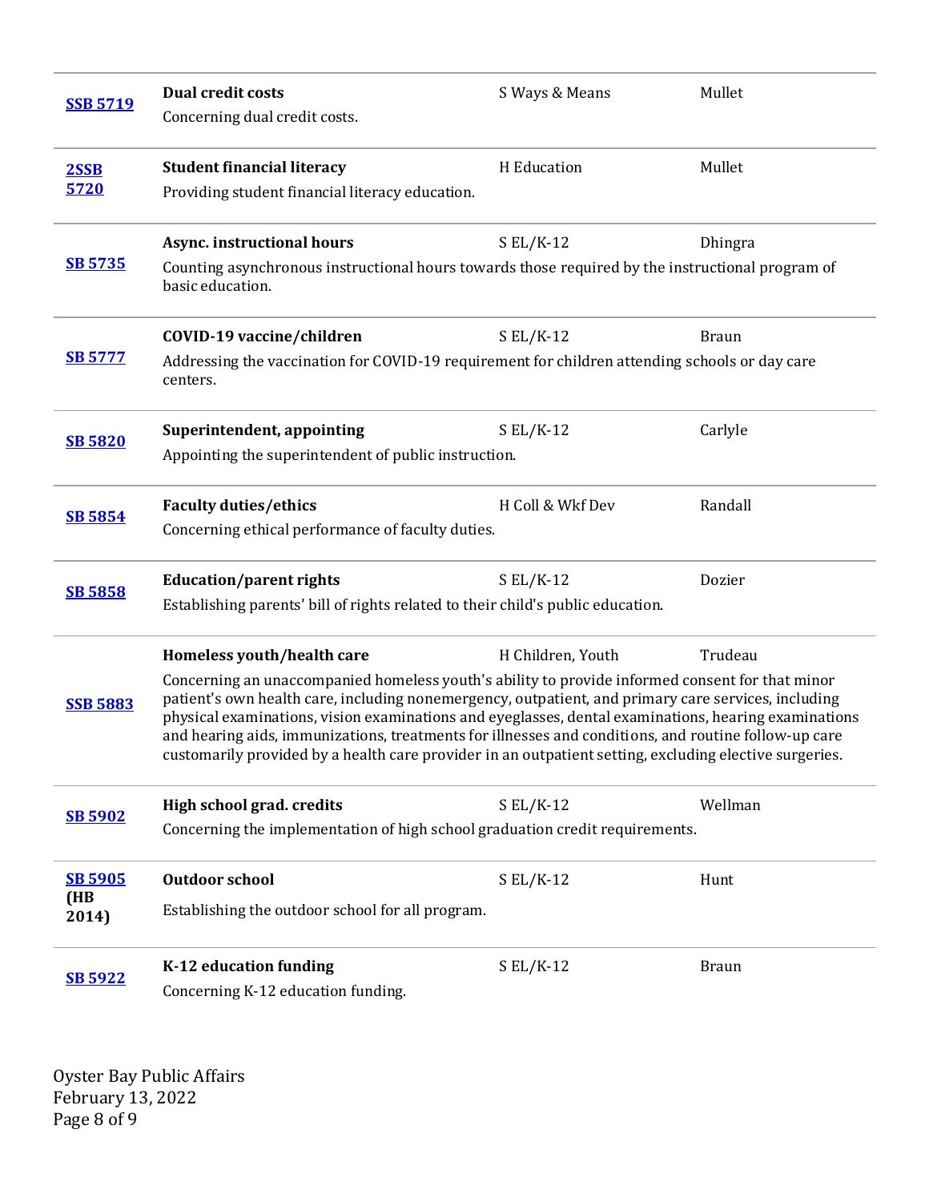| Bill | Title / Description | Committee | Sponsor |
|---|---|---|---|
| **SSB 5719** | **Dual credit costs**<br>Concerning dual credit costs. | S Ways & Means | Mullet |
| **2SSB 5720** | **Student financial literacy**<br>Providing student financial literacy education. | H Education | Mullet |
| **SB 5735** | **Async. instructional hours**<br>Counting asynchronous instructional hours towards those required by the instructional program of basic education. | S EL/K-12 | Dhingra |
| **SB 5777** | **COVID-19 vaccine/children**<br>Addressing the vaccination for COVID-19 requirement for children attending schools or day care centers. | S EL/K-12 | Braun |
| **SB 5820** | **Superintendent, appointing**<br>Appointing the superintendent of public instruction. | S EL/K-12 | Carlyle |
| **SB 5854** | **Faculty duties/ethics**<br>Concerning ethical performance of faculty duties. | H Coll & Wkf Dev | Randall |
| **SB 5858** | **Education/parent rights**<br>Establishing parents' bill of rights related to their child's public education. | S EL/K-12 | Dozier |
| **SSB 5883** | **Homeless youth/health care**<br>Concerning an unaccompanied homeless youth's ability to provide informed consent for that minor patient's own health care, including nonemergency, outpatient, and primary care services, including physical examinations, vision examinations and eyeglasses, dental examinations, hearing examinations and hearing aids, immunizations, treatments for illnesses and conditions, and routine follow-up care customarily provided by a health care provider in an outpatient setting, excluding elective surgeries. | H Children, Youth | Trudeau |
| **SB 5902** | **High school grad. credits**<br>Concerning the implementation of high school graduation credit requirements. | S EL/K-12 | Wellman |
| **SB 5905 (HB 2014)** | **Outdoor school**<br>Establishing the outdoor school for all program. | S EL/K-12 | Hunt |
| **SB 5922** | **K-12 education funding**<br>Concerning K-12 education funding. | S EL/K-12 | Braun |

Oyster Bay Public Affairs
February 13, 2022